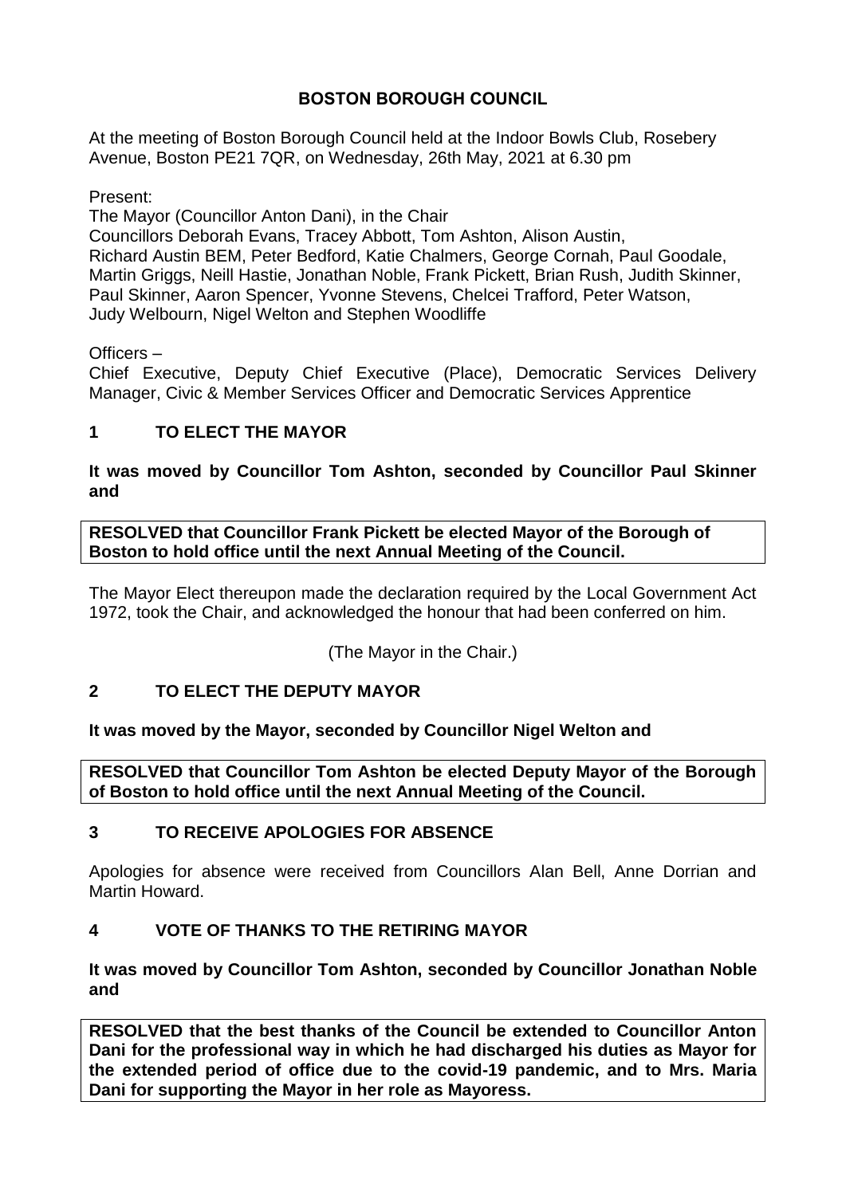# BOSTON BOROUGH COUNCIL

At the meeting of Boston Borough Council held at the Indoor Bowls Club, Rosebery Avenue, Boston PE21 7QR, on Wednesday, 26th May, 2021 at 6.30 pm

Present:

The Mayor (Councillor Anton Dani), in the Chair

Councillors Deborah Evans, Tracey Abbott, Tom Ashton, Alison Austin, Richard Austin BEM, Peter Bedford, Katie Chalmers, George Cornah, Paul Goodale, Martin Griggs, Neill Hastie, Jonathan Noble, Frank Pickett, Brian Rush, Judith Skinner, Paul Skinner, Aaron Spencer, Yvonne Stevens, Chelcei Trafford, Peter Watson, Judy Welbourn, Nigel Welton and Stephen Woodliffe

Officers –

Chief Executive, Deputy Chief Executive (Place), Democratic Services Delivery Manager, Civic & Member Services Officer and Democratic Services Apprentice

## 1 TO ELECT THE MAYOR

**It was moved by Councillor Tom Ashton, seconded by Councillor Paul Skinner and**

**RESOLVED that Councillor Frank Pickett be elected Mayor of the Borough of Boston to hold office until the next Annual Meeting of the Council.**

The Mayor Elect thereupon made the declaration required by the Local Government Act 1972, took the Chair, and acknowledged the honour that had been conferred on him.

(The Mayor in the Chair.)

## 2 TO ELECT THE DEPUTY MAYOR

**It was moved by the Mayor, seconded by Councillor Nigel Welton and**

**RESOLVED that Councillor Tom Ashton be elected Deputy Mayor of the Borough of Boston to hold office until the next Annual Meeting of the Council.**

## 3 TO RECEIVE APOLOGIES FOR ABSENCE

Apologies for absence were received from Councillors Alan Bell, Anne Dorrian and Martin Howard.

## 4 VOTE OF THANKS TO THE RETIRING MAYOR

**It was moved by Councillor Tom Ashton, seconded by Councillor Jonathan Noble and**

**RESOLVED that the best thanks of the Council be extended to Councillor Anton Dani for the professional way in which he had discharged his duties as Mayor for the extended period of office due to the covid-19 pandemic, and to Mrs. Maria Dani for supporting the Mayor in her role as Mayoress.**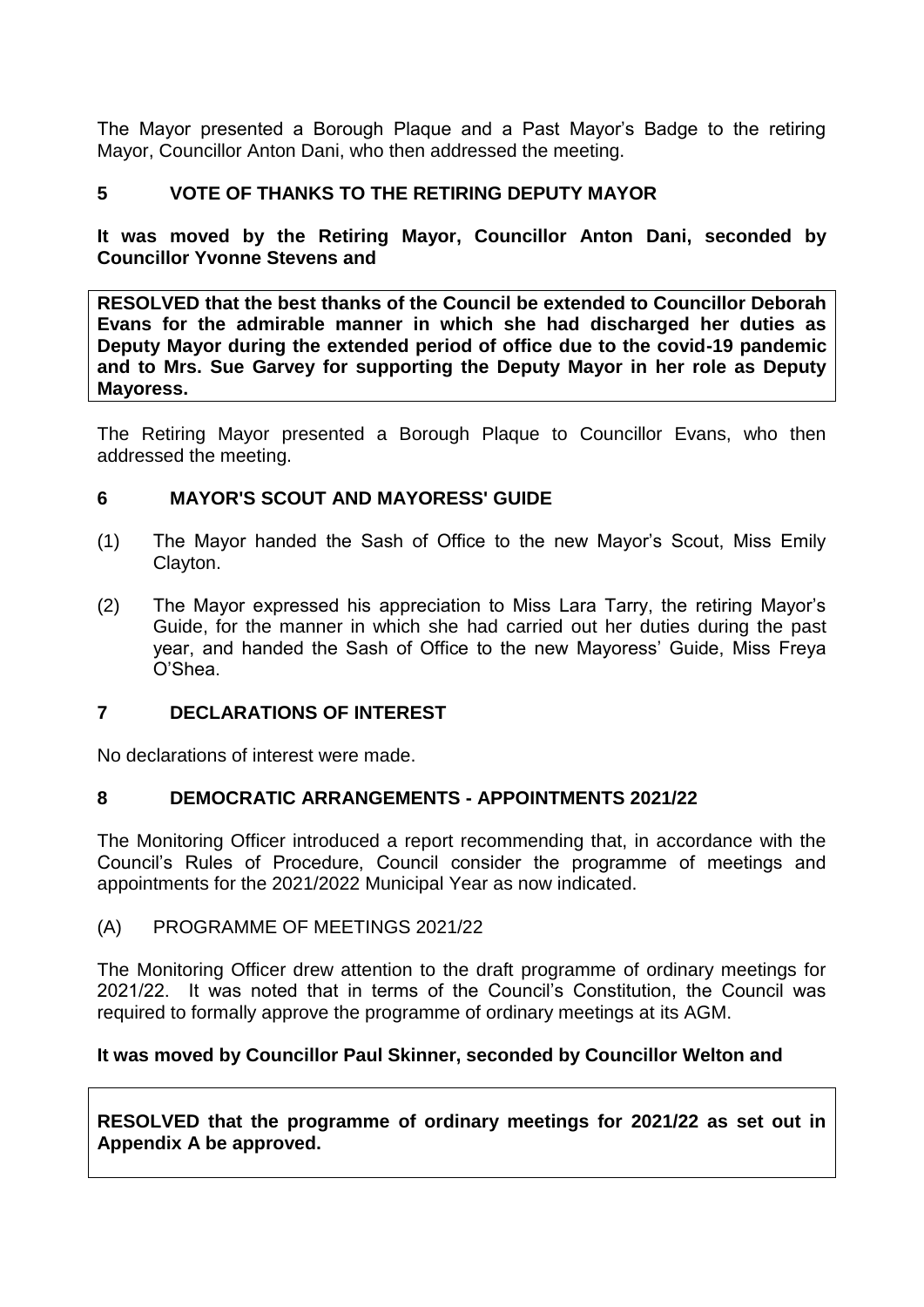The Mayor presented a Borough Plaque and a Past Mayor's Badge to the retiring Mayor, Councillor Anton Dani, who then addressed the meeting.

## 5 VOTE OF THANKS TO THE RETIRING DEPUTY MAYOR

**It was moved by the Retiring Mayor, Councillor Anton Dani, seconded by Councillor Yvonne Stevens and**

**RESOLVED that the best thanks of the Council be extended to Councillor Deborah Evans for the admirable manner in which she had discharged her duties as Deputy Mayor during the extended period of office due to the covid-19 pandemic and to Mrs. Sue Garvey for supporting the Deputy Mayor in her role as Deputy Mayoress.**

The Retiring Mayor presented a Borough Plaque to Councillor Evans, who then addressed the meeting.

## 6 MAYOR'S SCOUT AND MAYORESS' GUIDE

(1) The Mayor handed the Sash of Office to the new Mayor's Scout, Miss Emily Clayton.

(2) The Mayor expressed his appreciation to Miss Lara Tarry, the retiring Mayor's Guide, for the manner in which she had carried out her duties during the past year, and handed the Sash of Office to the new Mayoress' Guide, Miss Freya O'Shea.

## 7 DECLARATIONS OF INTEREST

No declarations of interest were made.

## 8 DEMOCRATIC ARRANGEMENTS - APPOINTMENTS 2021/22

The Monitoring Officer introduced a report recommending that, in accordance with the Council's Rules of Procedure, Council consider the programme of meetings and appointments for the 2021/2022 Municipal Year as now indicated.

(A) PROGRAMME OF MEETINGS 2021/22

The Monitoring Officer drew attention to the draft programme of ordinary meetings for 2021/22. It was noted that in terms of the Council's Constitution, the Council was required to formally approve the programme of ordinary meetings at its AGM.

**It was moved by Councillor Paul Skinner, seconded by Councillor Welton and**

**RESOLVED that the programme of ordinary meetings for 2021/22 as set out in Appendix A be approved.**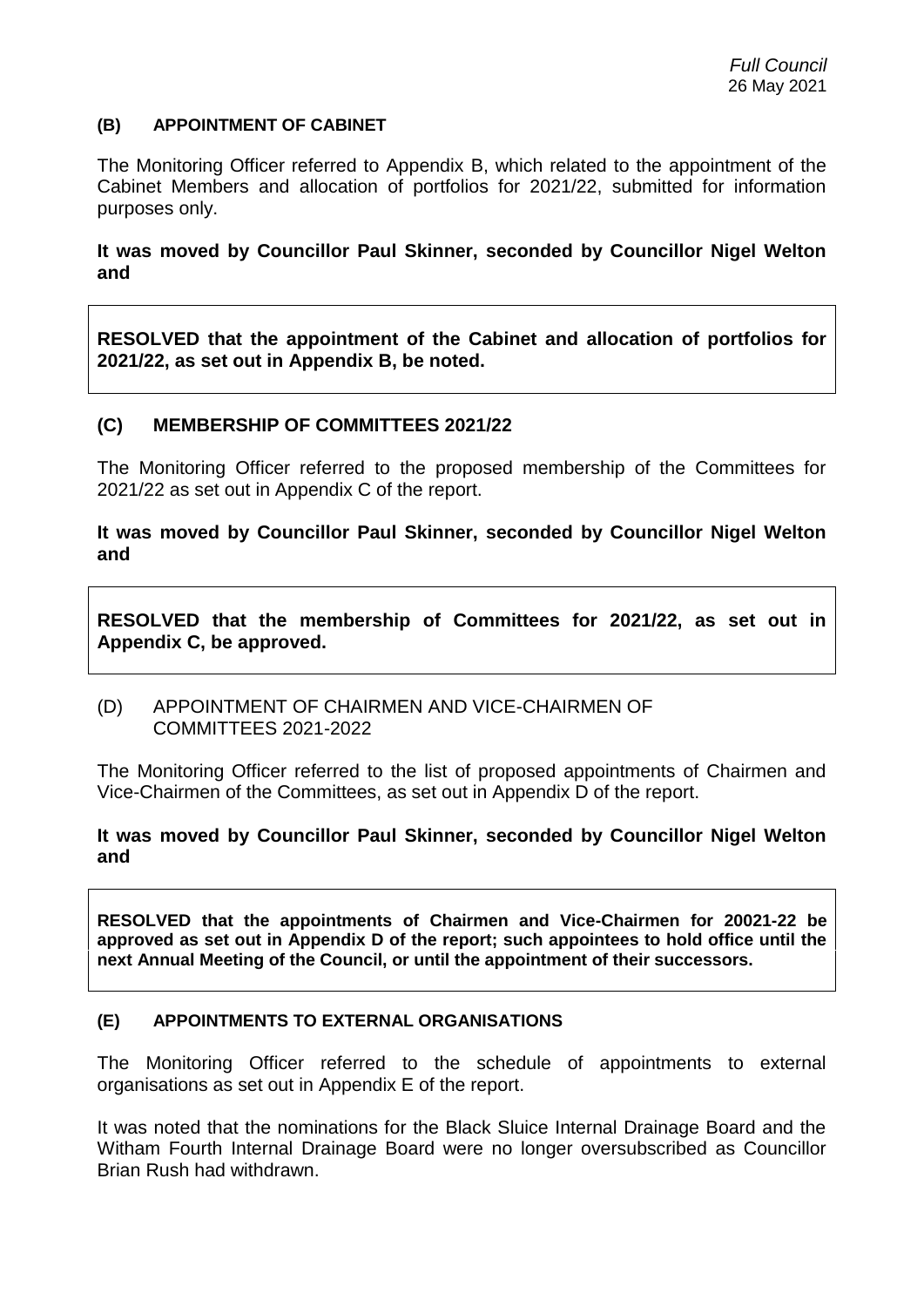### (B) APPOINTMENT OF CABINET

The Monitoring Officer referred to Appendix B, which related to the appointment of the Cabinet Members and allocation of portfolios for 2021/22, submitted for information purposes only.

**It was moved by Councillor Paul Skinner, seconded by Councillor Nigel Welton and**

**RESOLVED that the appointment of the Cabinet and allocation of portfolios for 2021/22, as set out in Appendix B, be noted.**

### (C) MEMBERSHIP OF COMMITTEES 2021/22

The Monitoring Officer referred to the proposed membership of the Committees for 2021/22 as set out in Appendix C of the report.

**It was moved by Councillor Paul Skinner, seconded by Councillor Nigel Welton and**

**RESOLVED that the membership of Committees for 2021/22, as set out in Appendix C, be approved.**

### (D) APPOINTMENT OF CHAIRMEN AND VICE-CHAIRMEN OF COMMITTEES 2021-2022

The Monitoring Officer referred to the list of proposed appointments of Chairmen and Vice-Chairmen of the Committees, as set out in Appendix D of the report.

**It was moved by Councillor Paul Skinner, seconded by Councillor Nigel Welton and**

**RESOLVED that the appointments of Chairmen and Vice-Chairmen for 20021-22 be approved as set out in Appendix D of the report; such appointees to hold office until the next Annual Meeting of the Council, or until the appointment of their successors.**

### (E) APPOINTMENTS TO EXTERNAL ORGANISATIONS

The Monitoring Officer referred to the schedule of appointments to external organisations as set out in Appendix E of the report.

It was noted that the nominations for the Black Sluice Internal Drainage Board and the Witham Fourth Internal Drainage Board were no longer oversubscribed as Councillor Brian Rush had withdrawn.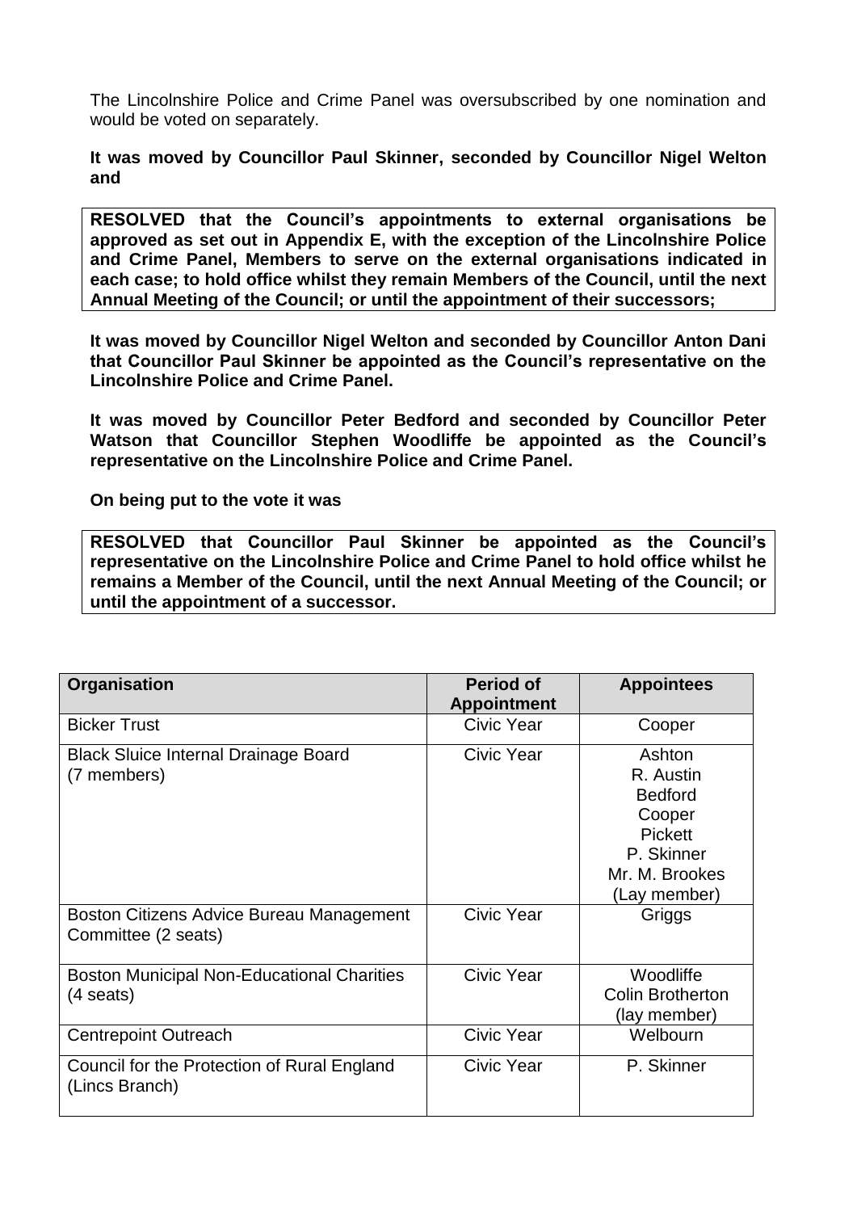The Lincolnshire Police and Crime Panel was oversubscribed by one nomination and would be voted on separately.

**It was moved by Councillor Paul Skinner, seconded by Councillor Nigel Welton and**

> **RESOLVED that the Council's appointments to external organisations be approved as set out in Appendix E, with the exception of the Lincolnshire Police and Crime Panel, Members to serve on the external organisations indicated in each case; to hold office whilst they remain Members of the Council, until the next Annual Meeting of the Council; or until the appointment of their successors;**

**It was moved by Councillor Nigel Welton and seconded by Councillor Anton Dani that Councillor Paul Skinner be appointed as the Council's representative on the Lincolnshire Police and Crime Panel.**

**It was moved by Councillor Peter Bedford and seconded by Councillor Peter Watson that Councillor Stephen Woodliffe be appointed as the Council's representative on the Lincolnshire Police and Crime Panel.**

**On being put to the vote it was**

> **RESOLVED that Councillor Paul Skinner be appointed as the Council's representative on the Lincolnshire Police and Crime Panel to hold office whilst he remains a Member of the Council, until the next Annual Meeting of the Council; or until the appointment of a successor.**

| Organisation | Period of Appointment | Appointees |
|---|---|---|
| Bicker Trust | Civic Year | Cooper |
| Black Sluice Internal Drainage Board (7 members) | Civic Year | Ashton<br>R. Austin<br>Bedford<br>Cooper<br>Pickett<br>P. Skinner<br>Mr. M. Brookes (Lay member) |
| Boston Citizens Advice Bureau Management Committee (2 seats) | Civic Year | Griggs |
| Boston Municipal Non-Educational Charities (4 seats) | Civic Year | Woodliffe<br>Colin Brotherton (lay member) |
| Centrepoint Outreach | Civic Year | Welbourn |
| Council for the Protection of Rural England (Lincs Branch) | Civic Year | P. Skinner |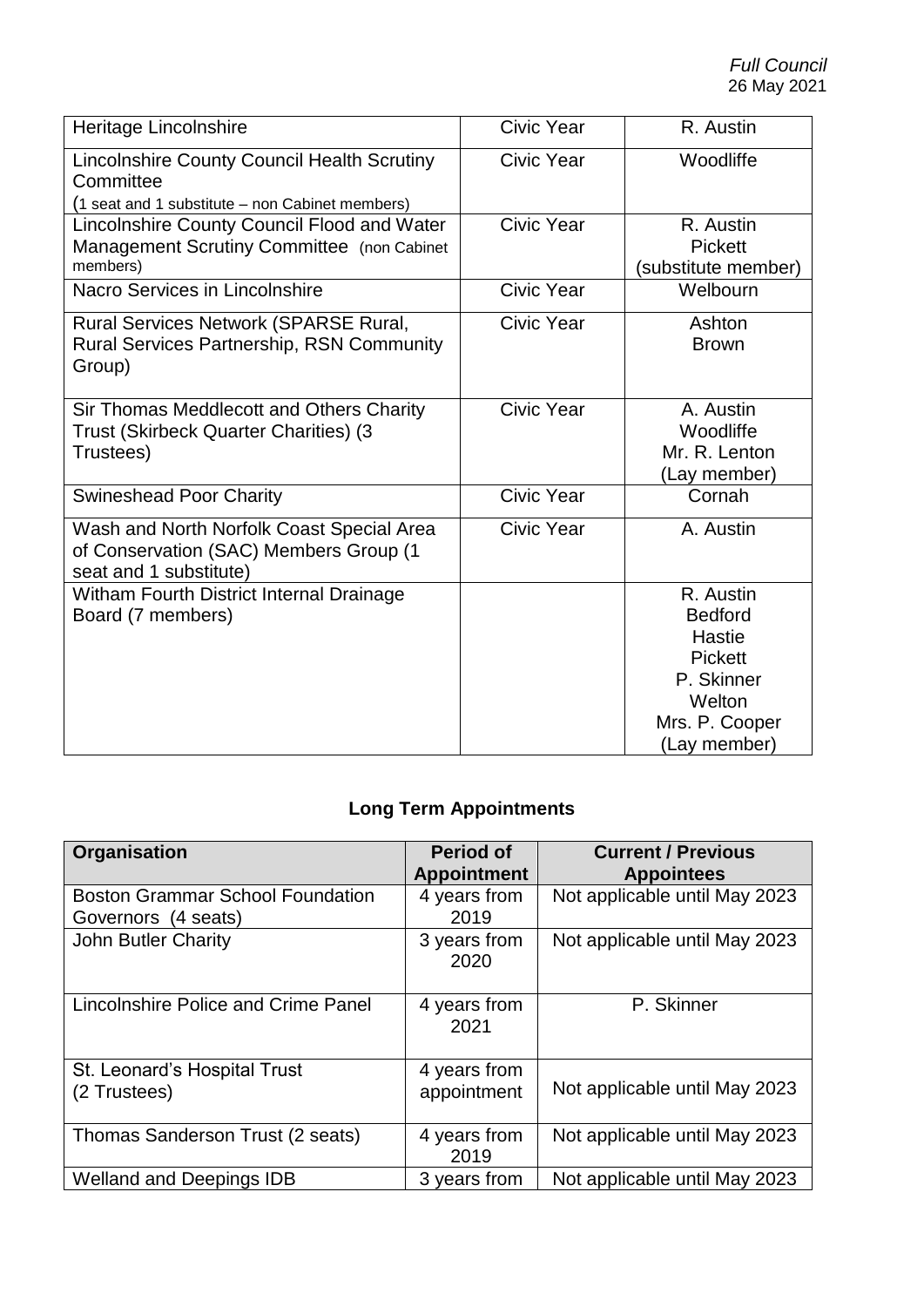| Heritage Lincolnshire | Civic Year | R. Austin |
|---|---|---|
| Lincolnshire County Council Health Scrutiny Committee (1 seat and 1 substitute – non Cabinet members) | Civic Year | Woodliffe |
| Lincolnshire County Council Flood and Water Management Scrutiny Committee (non Cabinet members) | Civic Year | R. Austin<br>Pickett<br>(substitute member) |
| Nacro Services in Lincolnshire | Civic Year | Welbourn |
| Rural Services Network (SPARSE Rural, Rural Services Partnership, RSN Community Group) | Civic Year | Ashton<br>Brown |
| Sir Thomas Meddlecott and Others Charity Trust (Skirbeck Quarter Charities) (3 Trustees) | Civic Year | A. Austin<br>Woodliffe<br>Mr. R. Lenton<br>(Lay member) |
| Swineshead Poor Charity | Civic Year | Cornah |
| Wash and North Norfolk Coast Special Area of Conservation (SAC) Members Group (1 seat and 1 substitute) | Civic Year | A. Austin |
| Witham Fourth District Internal Drainage Board (7 members) | | R. Austin<br>Bedford<br>Hastie<br>Pickett<br>P. Skinner<br>Welton<br>Mrs. P. Cooper<br>(Lay member) |

## Long Term Appointments

| Organisation | Period of Appointment | Current / Previous Appointees |
|---|---|---|
| Boston Grammar School Foundation Governors (4 seats) | 4 years from 2019 | Not applicable until May 2023 |
| John Butler Charity | 3 years from 2020 | Not applicable until May 2023 |
| Lincolnshire Police and Crime Panel | 4 years from 2021 | P. Skinner |
| St. Leonard's Hospital Trust (2 Trustees) | 4 years from appointment | Not applicable until May 2023 |
| Thomas Sanderson Trust (2 seats) | 4 years from 2019 | Not applicable until May 2023 |
| Welland and Deepings IDB | 3 years from | Not applicable until May 2023 |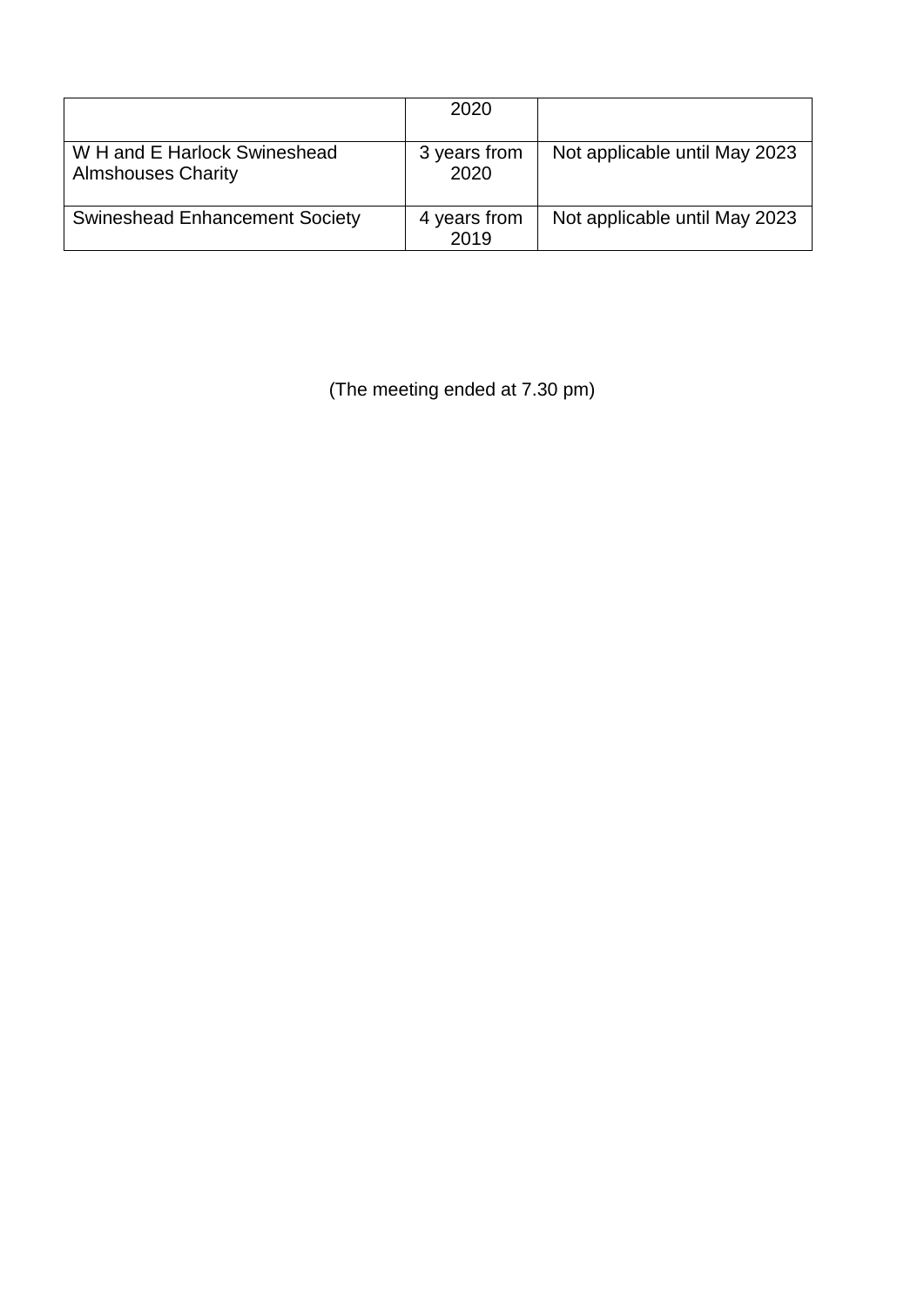| | | |
|---|---|---|
| | 2020 | |
| W H and E Harlock Swineshead Almshouses Charity | 3 years from 2020 | Not applicable until May 2023 |
| Swineshead Enhancement Society | 4 years from 2019 | Not applicable until May 2023 |

(The meeting ended at 7.30 pm)